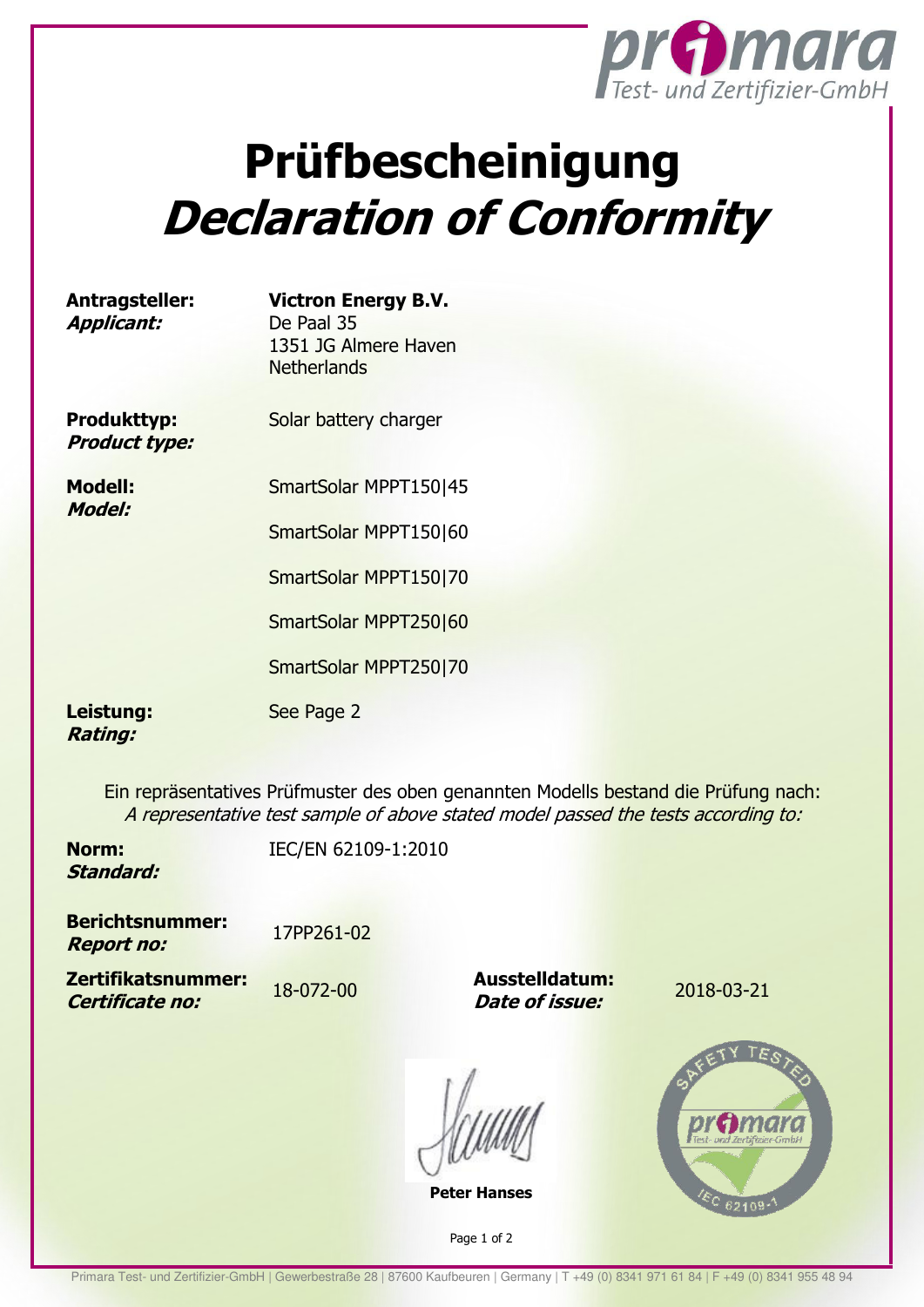# Prüfbescheinigung
# *Declaration of Conformity*

**Antragsteller:**
***Applicant:***

**Victron Energy B.V.**
De Paal 35
1351 JG Almere Haven
Netherlands

**Produkttyp:**
***Product type:***

Solar battery charger

**Modell:**
***Model:***

SmartSolar MPPT150|45

SmartSolar MPPT150|60

SmartSolar MPPT150|70

SmartSolar MPPT250|60

SmartSolar MPPT250|70

**Leistung:**
***Rating:***

See Page 2

Ein repräsentatives Prüfmuster des oben genannten Modells bestand die Prüfung nach:
*A representative test sample of above stated model passed the tests according to:*

**Norm:**
***Standard:***

IEC/EN 62109-1:2010

**Berichtsnummer:**
***Report no:***

17PP261-02

**Zertifikatsnummer:**
***Certificate no:***

18-072-00

**Ausstelldatum:**
***Date of issue:***

2018-03-21

**Peter Hanses**

Primara Test- und Zertifizier-GmbH | Gewerbestraße 28 | 87600 Kaufbeuren | Germany | T +49 (0) 8341 971 61 84 | F +49 (0) 8341 955 48 94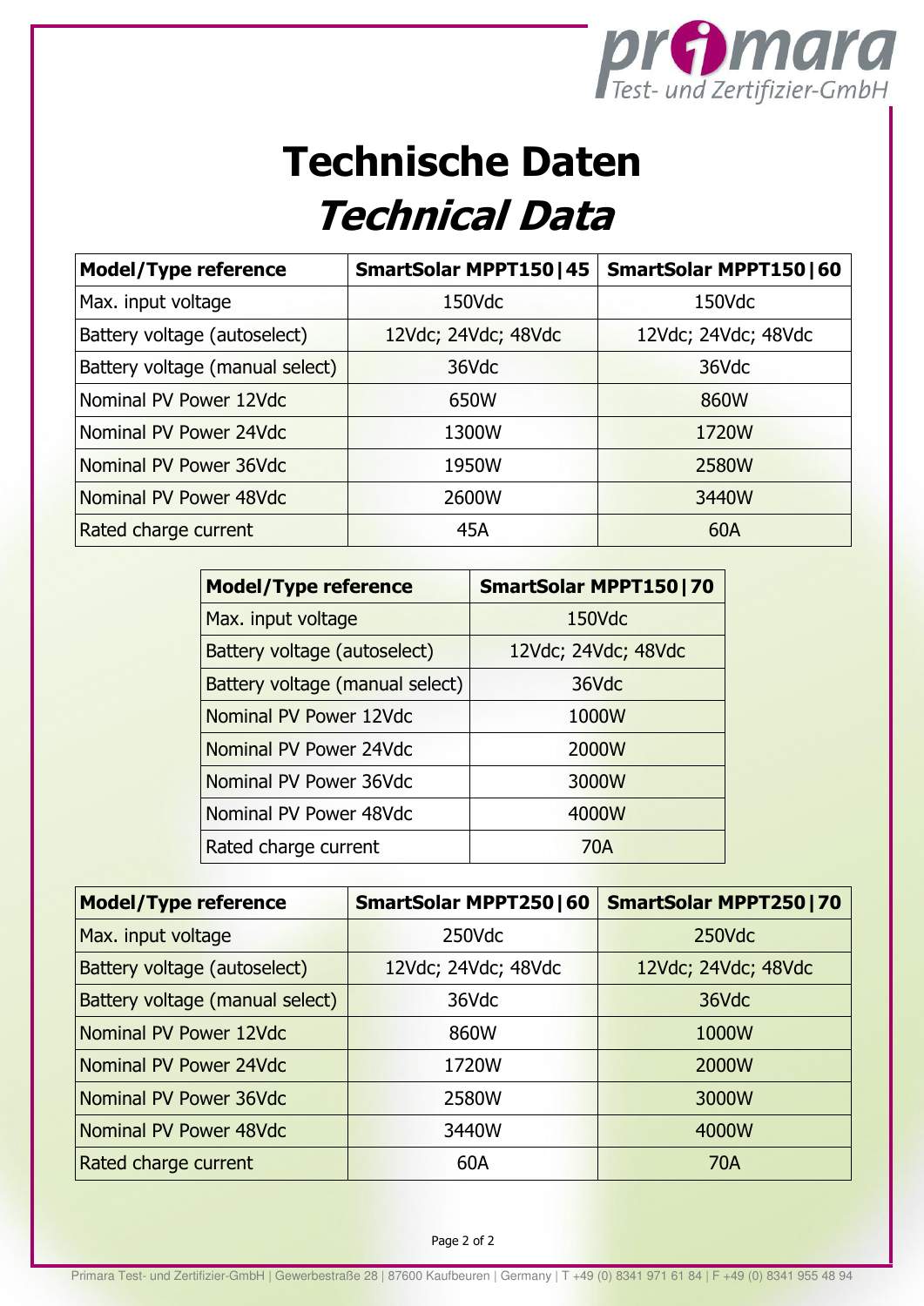# Technische Daten

# *Technical Data*

| Model/Type reference | SmartSolar MPPT150\|45 | SmartSolar MPPT150\|60 |
|---|---|---|
| Max. input voltage | 150Vdc | 150Vdc |
| Battery voltage (autoselect) | 12Vdc; 24Vdc; 48Vdc | 12Vdc; 24Vdc; 48Vdc |
| Battery voltage (manual select) | 36Vdc | 36Vdc |
| Nominal PV Power 12Vdc | 650W | 860W |
| Nominal PV Power 24Vdc | 1300W | 1720W |
| Nominal PV Power 36Vdc | 1950W | 2580W |
| Nominal PV Power 48Vdc | 2600W | 3440W |
| Rated charge current | 45A | 60A |

| Model/Type reference | SmartSolar MPPT150\|70 |
|---|---|
| Max. input voltage | 150Vdc |
| Battery voltage (autoselect) | 12Vdc; 24Vdc; 48Vdc |
| Battery voltage (manual select) | 36Vdc |
| Nominal PV Power 12Vdc | 1000W |
| Nominal PV Power 24Vdc | 2000W |
| Nominal PV Power 36Vdc | 3000W |
| Nominal PV Power 48Vdc | 4000W |
| Rated charge current | 70A |

| Model/Type reference | SmartSolar MPPT250\|60 | SmartSolar MPPT250\|70 |
|---|---|---|
| Max. input voltage | 250Vdc | 250Vdc |
| Battery voltage (autoselect) | 12Vdc; 24Vdc; 48Vdc | 12Vdc; 24Vdc; 48Vdc |
| Battery voltage (manual select) | 36Vdc | 36Vdc |
| Nominal PV Power 12Vdc | 860W | 1000W |
| Nominal PV Power 24Vdc | 1720W | 2000W |
| Nominal PV Power 36Vdc | 2580W | 3000W |
| Nominal PV Power 48Vdc | 3440W | 4000W |
| Rated charge current | 60A | 70A |